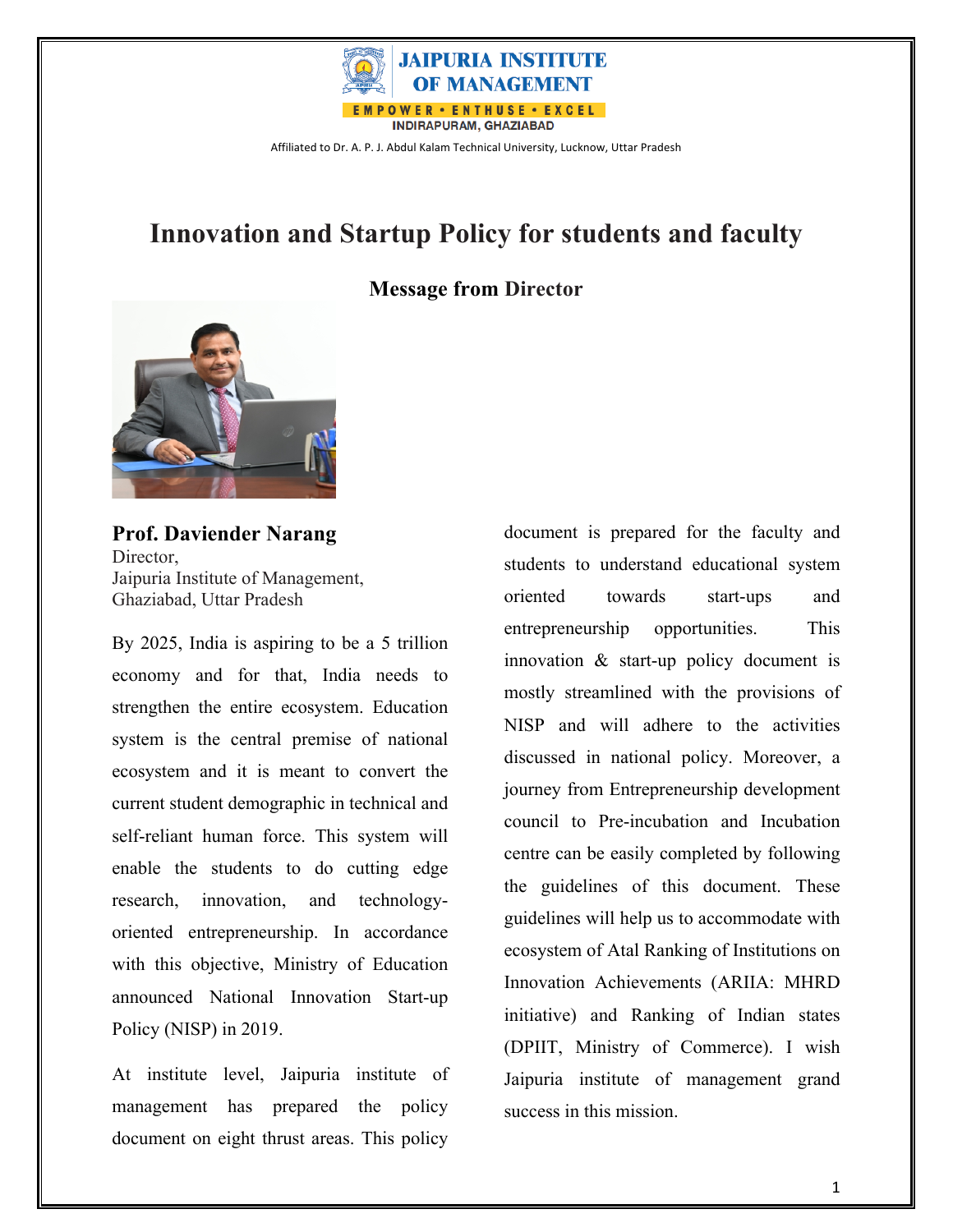JAIPURIA INSTITUTE OF MANAGEMENT

EMPOWER • ENTHUSE • EXCEL

INDIRAPURAM, GHAZIABAD

Affiliated to Dr. A. P. J. Abdul Kalam Technical University, Lucknow, Uttar Pradesh

# Innovation and Startup Policy for students and faculty

## Message from Director

**Prof. Daviender Narang**
Director,
Jaipuria Institute of Management,
Ghaziabad, Uttar Pradesh

By 2025, India is aspiring to be a 5 trillion economy and for that, India needs to strengthen the entire ecosystem. Education system is the central premise of national ecosystem and it is meant to convert the current student demographic in technical and self-reliant human force. This system will enable the students to do cutting edge research, innovation, and technology-oriented entrepreneurship. In accordance with this objective, Ministry of Education announced National Innovation Start-up Policy (NISP) in 2019.

At institute level, Jaipuria institute of management has prepared the policy document on eight thrust areas. This policy document is prepared for the faculty and students to understand educational system oriented towards start-ups and entrepreneurship opportunities. This innovation & start-up policy document is mostly streamlined with the provisions of NISP and will adhere to the activities discussed in national policy. Moreover, a journey from Entrepreneurship development council to Pre-incubation and Incubation centre can be easily completed by following the guidelines of this document. These guidelines will help us to accommodate with ecosystem of Atal Ranking of Institutions on Innovation Achievements (ARIIA: MHRD initiative) and Ranking of Indian states (DPIIT, Ministry of Commerce). I wish Jaipuria institute of management grand success in this mission.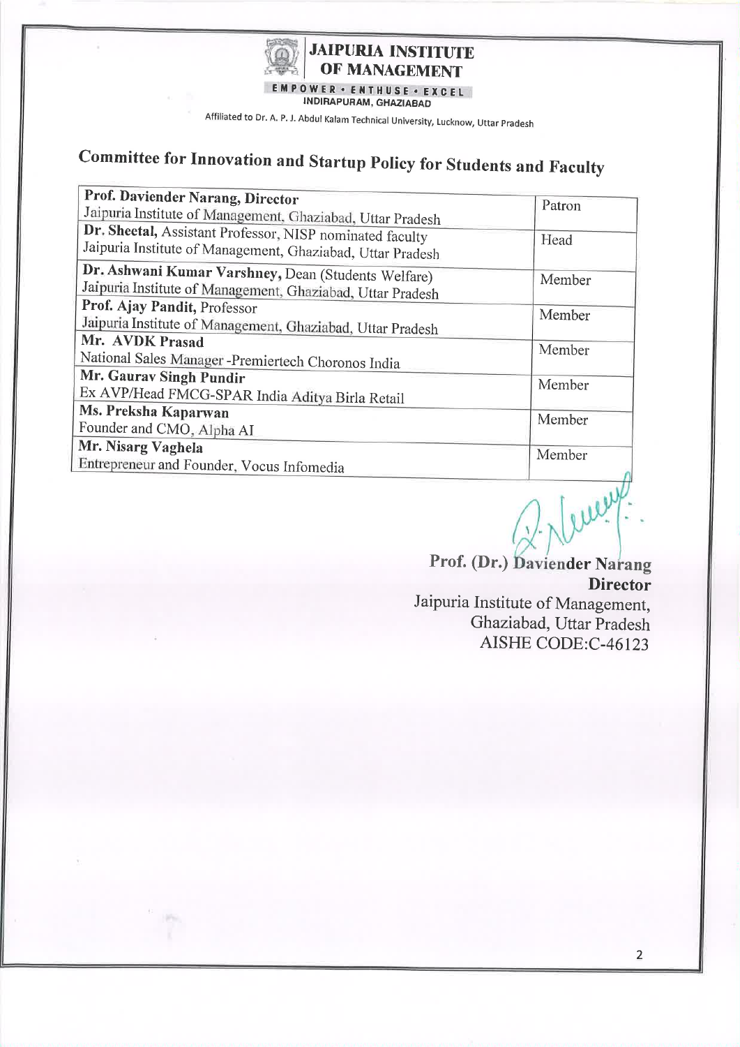**JAIPURIA INSTITUTE OF MANAGEMENT**

EMPOWER • ENTHUSE • EXCEL

INDIRAPURAM, GHAZIABAD

Affiliated to Dr. A. P. J. Abdul Kalam Technical University, Lucknow, Uttar Pradesh

# Committee for Innovation and Startup Policy for Students and Faculty

| Name | Role |
|---|---|
| **Prof. Daviender Narang, Director** Jaipuria Institute of Management, Ghaziabad, Uttar Pradesh | Patron |
| **Dr. Sheetal,** Assistant Professor, NISP nominated faculty Jaipuria Institute of Management, Ghaziabad, Uttar Pradesh | Head |
| **Dr. Ashwani Kumar Varshney,** Dean (Students Welfare) Jaipuria Institute of Management, Ghaziabad, Uttar Pradesh | Member |
| **Prof. Ajay Pandit,** Professor Jaipuria Institute of Management, Ghaziabad, Uttar Pradesh | Member |
| **Mr. AVDK Prasad** National Sales Manager -Premiertech Choronos India | Member |
| **Mr. Gaurav Singh Pundir** Ex AVP/Head FMCG-SPAR India Aditya Birla Retail | Member |
| **Ms. Preksha Kaparwan** Founder and CMO, Alpha AI | Member |
| **Mr. Nisarg Vaghela** Entrepreneur and Founder, Vocus Infomedia | Member |

**Prof. (Dr.) Daviender Narang**
**Director**
Jaipuria Institute of Management,
Ghaziabad, Uttar Pradesh
AISHE CODE:C-46123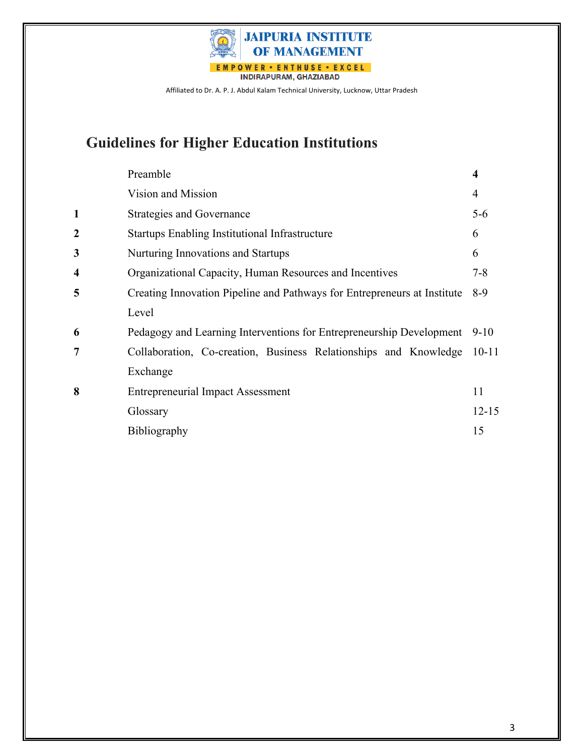JAIPURIA INSTITUTE OF MANAGEMENT

EMPOWER • ENTHUSE • EXCEL

INDIRAPURAM, GHAZIABAD

Affiliated to Dr. A. P. J. Abdul Kalam Technical University, Lucknow, Uttar Pradesh

# Guidelines for Higher Education Institutions

| | | |
|---|---|---|
| | Preamble | **4** |
| | Vision and Mission | 4 |
| **1** | Strategies and Governance | 5-6 |
| **2** | Startups Enabling Institutional Infrastructure | 6 |
| **3** | Nurturing Innovations and Startups | 6 |
| **4** | Organizational Capacity, Human Resources and Incentives | 7-8 |
| **5** | Creating Innovation Pipeline and Pathways for Entrepreneurs at Institute Level | 8-9 |
| **6** | Pedagogy and Learning Interventions for Entrepreneurship Development | 9-10 |
| **7** | Collaboration, Co-creation, Business Relationships and Knowledge Exchange | 10-11 |
| **8** | Entrepreneurial Impact Assessment | 11 |
| | Glossary | 12-15 |
| | Bibliography | 15 |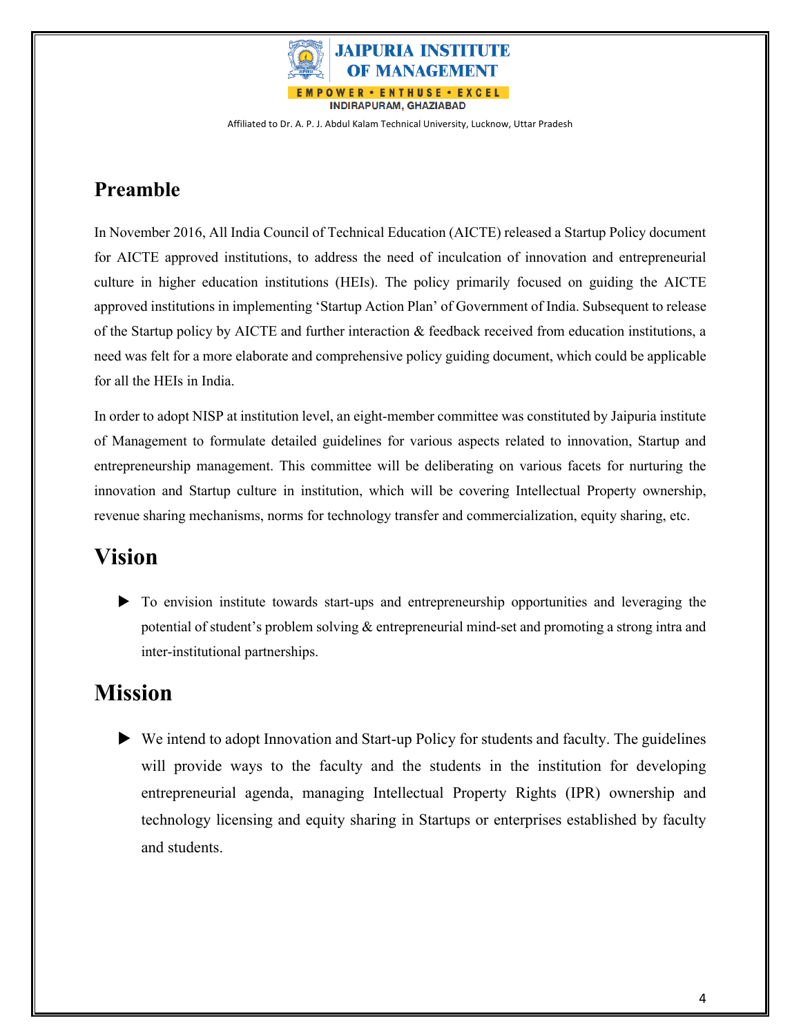## Preamble

In November 2016, All India Council of Technical Education (AICTE) released a Startup Policy document for AICTE approved institutions, to address the need of inculcation of innovation and entrepreneurial culture in higher education institutions (HEIs). The policy primarily focused on guiding the AICTE approved institutions in implementing 'Startup Action Plan' of Government of India. Subsequent to release of the Startup policy by AICTE and further interaction & feedback received from education institutions, a need was felt for a more elaborate and comprehensive policy guiding document, which could be applicable for all the HEIs in India.

In order to adopt NISP at institution level, an eight-member committee was constituted by Jaipuria institute of Management to formulate detailed guidelines for various aspects related to innovation, Startup and entrepreneurship management. This committee will be deliberating on various facets for nurturing the innovation and Startup culture in institution, which will be covering Intellectual Property ownership, revenue sharing mechanisms, norms for technology transfer and commercialization, equity sharing, etc.

# Vision

- To envision institute towards start-ups and entrepreneurship opportunities and leveraging the potential of student's problem solving & entrepreneurial mind-set and promoting a strong intra and inter-institutional partnerships.

# Mission

- We intend to adopt Innovation and Start-up Policy for students and faculty. The guidelines will provide ways to the faculty and the students in the institution for developing entrepreneurial agenda, managing Intellectual Property Rights (IPR) ownership and technology licensing and equity sharing in Startups or enterprises established by faculty and students.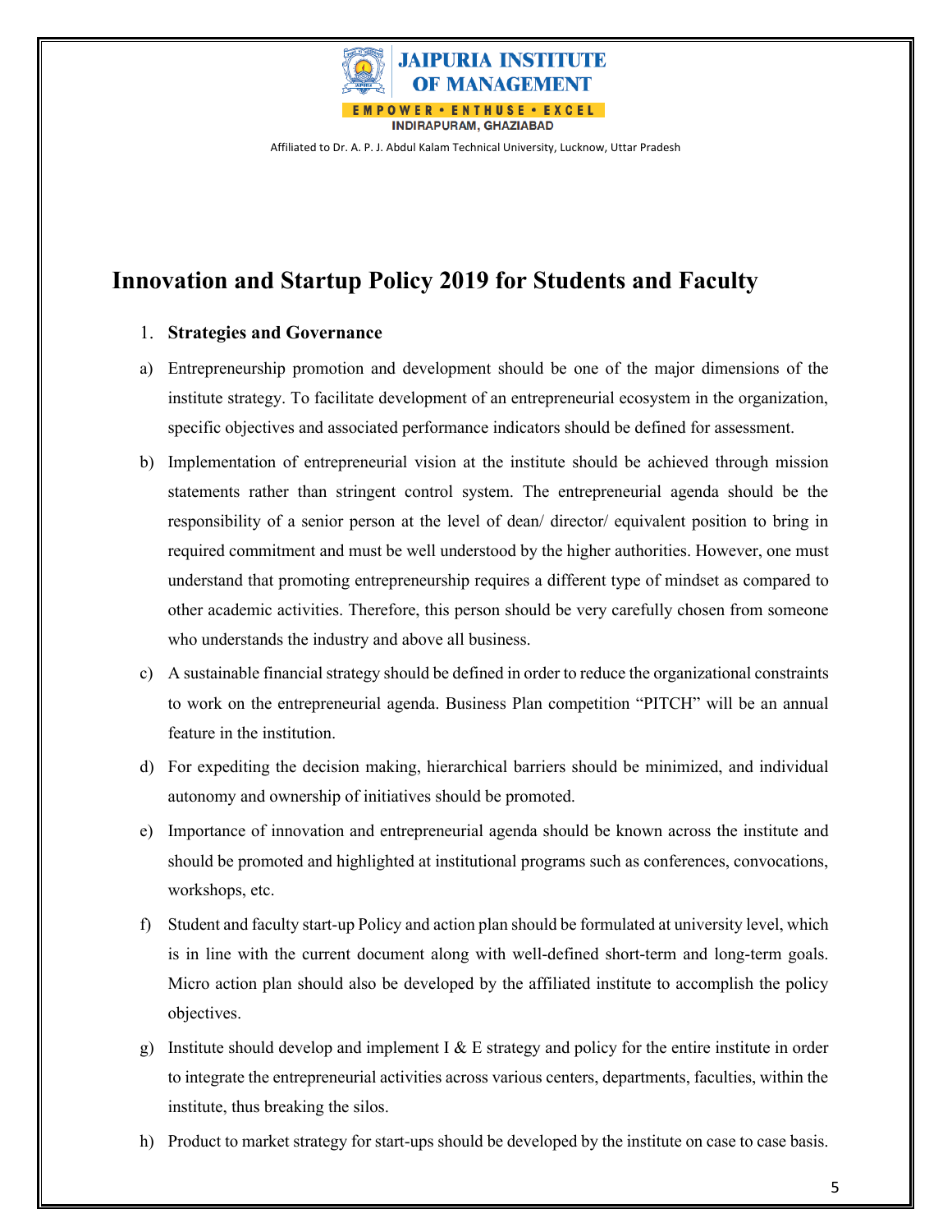# Innovation and Startup Policy 2019 for Students and Faculty

1. **Strategies and Governance**

a) Entrepreneurship promotion and development should be one of the major dimensions of the institute strategy. To facilitate development of an entrepreneurial ecosystem in the organization, specific objectives and associated performance indicators should be defined for assessment.

b) Implementation of entrepreneurial vision at the institute should be achieved through mission statements rather than stringent control system. The entrepreneurial agenda should be the responsibility of a senior person at the level of dean/ director/ equivalent position to bring in required commitment and must be well understood by the higher authorities. However, one must understand that promoting entrepreneurship requires a different type of mindset as compared to other academic activities. Therefore, this person should be very carefully chosen from someone who understands the industry and above all business.

c) A sustainable financial strategy should be defined in order to reduce the organizational constraints to work on the entrepreneurial agenda. Business Plan competition "PITCH" will be an annual feature in the institution.

d) For expediting the decision making, hierarchical barriers should be minimized, and individual autonomy and ownership of initiatives should be promoted.

e) Importance of innovation and entrepreneurial agenda should be known across the institute and should be promoted and highlighted at institutional programs such as conferences, convocations, workshops, etc.

f) Student and faculty start-up Policy and action plan should be formulated at university level, which is in line with the current document along with well-defined short-term and long-term goals. Micro action plan should also be developed by the affiliated institute to accomplish the policy objectives.

g) Institute should develop and implement I & E strategy and policy for the entire institute in order to integrate the entrepreneurial activities across various centers, departments, faculties, within the institute, thus breaking the silos.

h) Product to market strategy for start-ups should be developed by the institute on case to case basis.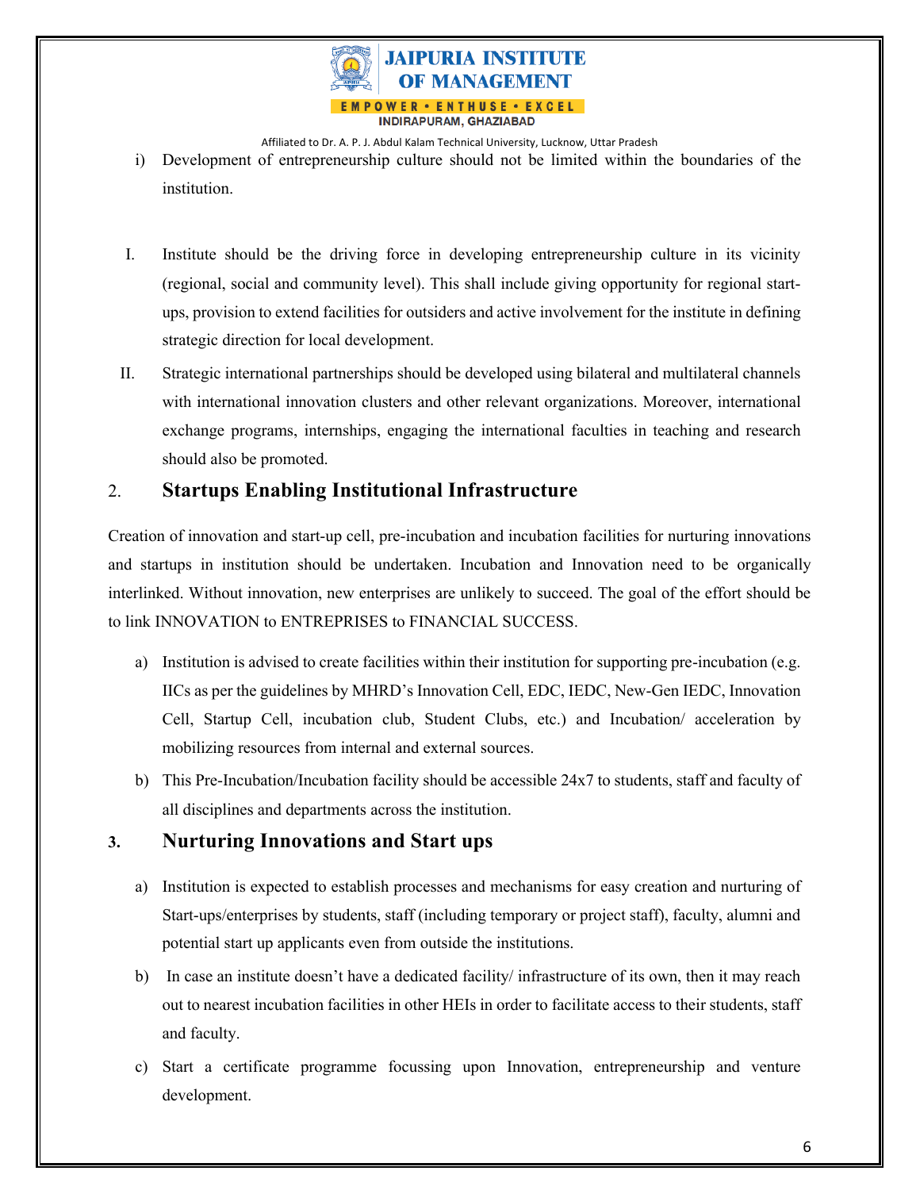i) Development of entrepreneurship culture should not be limited within the boundaries of the institution.

I. Institute should be the driving force in developing entrepreneurship culture in its vicinity (regional, social and community level). This shall include giving opportunity for regional start-ups, provision to extend facilities for outsiders and active involvement for the institute in defining strategic direction for local development.

II. Strategic international partnerships should be developed using bilateral and multilateral channels with international innovation clusters and other relevant organizations. Moreover, international exchange programs, internships, engaging the international faculties in teaching and research should also be promoted.

## 2. Startups Enabling Institutional Infrastructure

Creation of innovation and start-up cell, pre-incubation and incubation facilities for nurturing innovations and startups in institution should be undertaken. Incubation and Innovation need to be organically interlinked. Without innovation, new enterprises are unlikely to succeed. The goal of the effort should be to link INNOVATION to ENTREPRISES to FINANCIAL SUCCESS.

a) Institution is advised to create facilities within their institution for supporting pre-incubation (e.g. IICs as per the guidelines by MHRD's Innovation Cell, EDC, IEDC, New-Gen IEDC, Innovation Cell, Startup Cell, incubation club, Student Clubs, etc.) and Incubation/ acceleration by mobilizing resources from internal and external sources.

b) This Pre-Incubation/Incubation facility should be accessible 24x7 to students, staff and faculty of all disciplines and departments across the institution.

## 3. Nurturing Innovations and Start ups

a) Institution is expected to establish processes and mechanisms for easy creation and nurturing of Start-ups/enterprises by students, staff (including temporary or project staff), faculty, alumni and potential start up applicants even from outside the institutions.

b) In case an institute doesn't have a dedicated facility/ infrastructure of its own, then it may reach out to nearest incubation facilities in other HEIs in order to facilitate access to their students, staff and faculty.

c) Start a certificate programme focussing upon Innovation, entrepreneurship and venture development.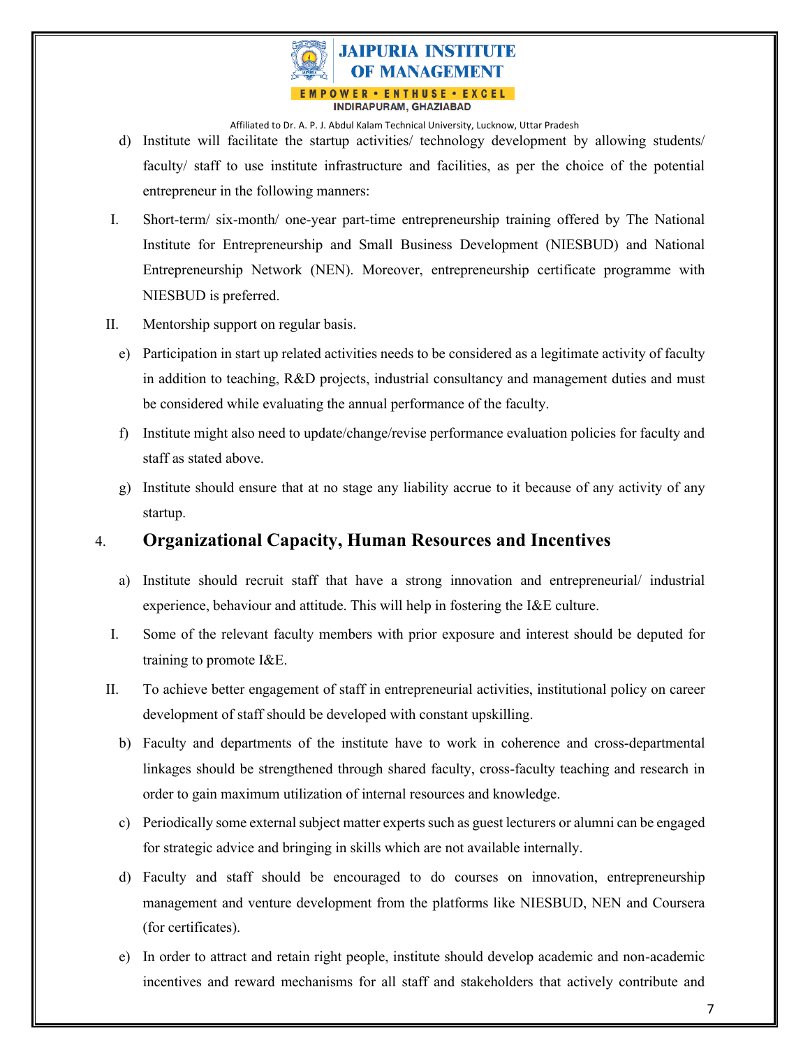d) Institute will facilitate the startup activities/ technology development by allowing students/ faculty/ staff to use institute infrastructure and facilities, as per the choice of the potential entrepreneur in the following manners:

I. Short-term/ six-month/ one-year part-time entrepreneurship training offered by The National Institute for Entrepreneurship and Small Business Development (NIESBUD) and National Entrepreneurship Network (NEN). Moreover, entrepreneurship certificate programme with NIESBUD is preferred.

II. Mentorship support on regular basis.

e) Participation in start up related activities needs to be considered as a legitimate activity of faculty in addition to teaching, R&D projects, industrial consultancy and management duties and must be considered while evaluating the annual performance of the faculty.

f) Institute might also need to update/change/revise performance evaluation policies for faculty and staff as stated above.

g) Institute should ensure that at no stage any liability accrue to it because of any activity of any startup.

## 4. Organizational Capacity, Human Resources and Incentives

a) Institute should recruit staff that have a strong innovation and entrepreneurial/ industrial experience, behaviour and attitude. This will help in fostering the I&E culture.

I. Some of the relevant faculty members with prior exposure and interest should be deputed for training to promote I&E.

II. To achieve better engagement of staff in entrepreneurial activities, institutional policy on career development of staff should be developed with constant upskilling.

b) Faculty and departments of the institute have to work in coherence and cross-departmental linkages should be strengthened through shared faculty, cross-faculty teaching and research in order to gain maximum utilization of internal resources and knowledge.

c) Periodically some external subject matter experts such as guest lecturers or alumni can be engaged for strategic advice and bringing in skills which are not available internally.

d) Faculty and staff should be encouraged to do courses on innovation, entrepreneurship management and venture development from the platforms like NIESBUD, NEN and Coursera (for certificates).

e) In order to attract and retain right people, institute should develop academic and non-academic incentives and reward mechanisms for all staff and stakeholders that actively contribute and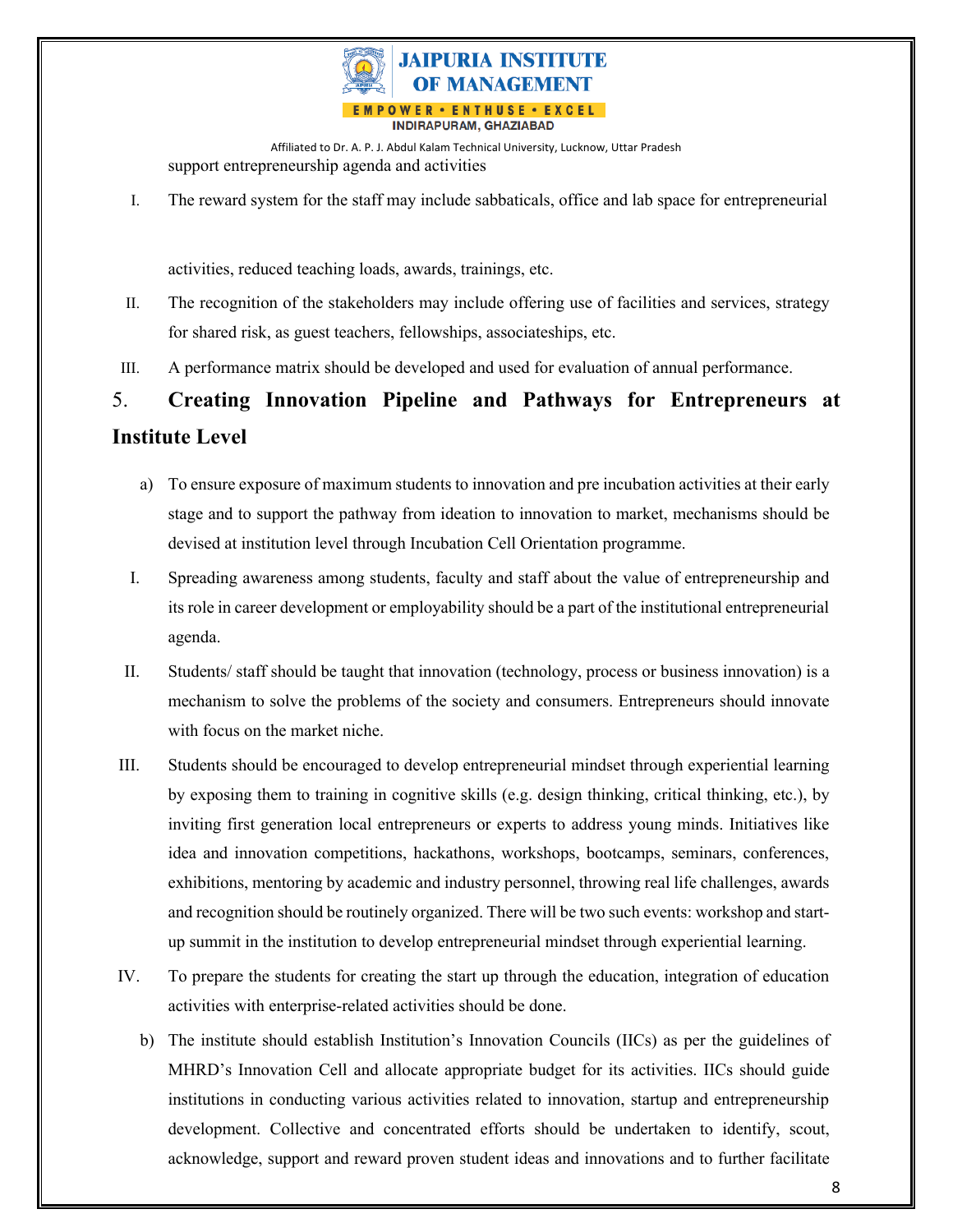support entrepreneurship agenda and activities

I. The reward system for the staff may include sabbaticals, office and lab space for entrepreneurial activities, reduced teaching loads, awards, trainings, etc.

II. The recognition of the stakeholders may include offering use of facilities and services, strategy for shared risk, as guest teachers, fellowships, associateships, etc.

III. A performance matrix should be developed and used for evaluation of annual performance.

## 5. Creating Innovation Pipeline and Pathways for Entrepreneurs at Institute Level

a) To ensure exposure of maximum students to innovation and pre incubation activities at their early stage and to support the pathway from ideation to innovation to market, mechanisms should be devised at institution level through Incubation Cell Orientation programme.

I. Spreading awareness among students, faculty and staff about the value of entrepreneurship and its role in career development or employability should be a part of the institutional entrepreneurial agenda.

II. Students/ staff should be taught that innovation (technology, process or business innovation) is a mechanism to solve the problems of the society and consumers. Entrepreneurs should innovate with focus on the market niche.

III. Students should be encouraged to develop entrepreneurial mindset through experiential learning by exposing them to training in cognitive skills (e.g. design thinking, critical thinking, etc.), by inviting first generation local entrepreneurs or experts to address young minds. Initiatives like idea and innovation competitions, hackathons, workshops, bootcamps, seminars, conferences, exhibitions, mentoring by academic and industry personnel, throwing real life challenges, awards and recognition should be routinely organized. There will be two such events: workshop and start-up summit in the institution to develop entrepreneurial mindset through experiential learning.

IV. To prepare the students for creating the start up through the education, integration of education activities with enterprise-related activities should be done.

b) The institute should establish Institution's Innovation Councils (IICs) as per the guidelines of MHRD's Innovation Cell and allocate appropriate budget for its activities. IICs should guide institutions in conducting various activities related to innovation, startup and entrepreneurship development. Collective and concentrated efforts should be undertaken to identify, scout, acknowledge, support and reward proven student ideas and innovations and to further facilitate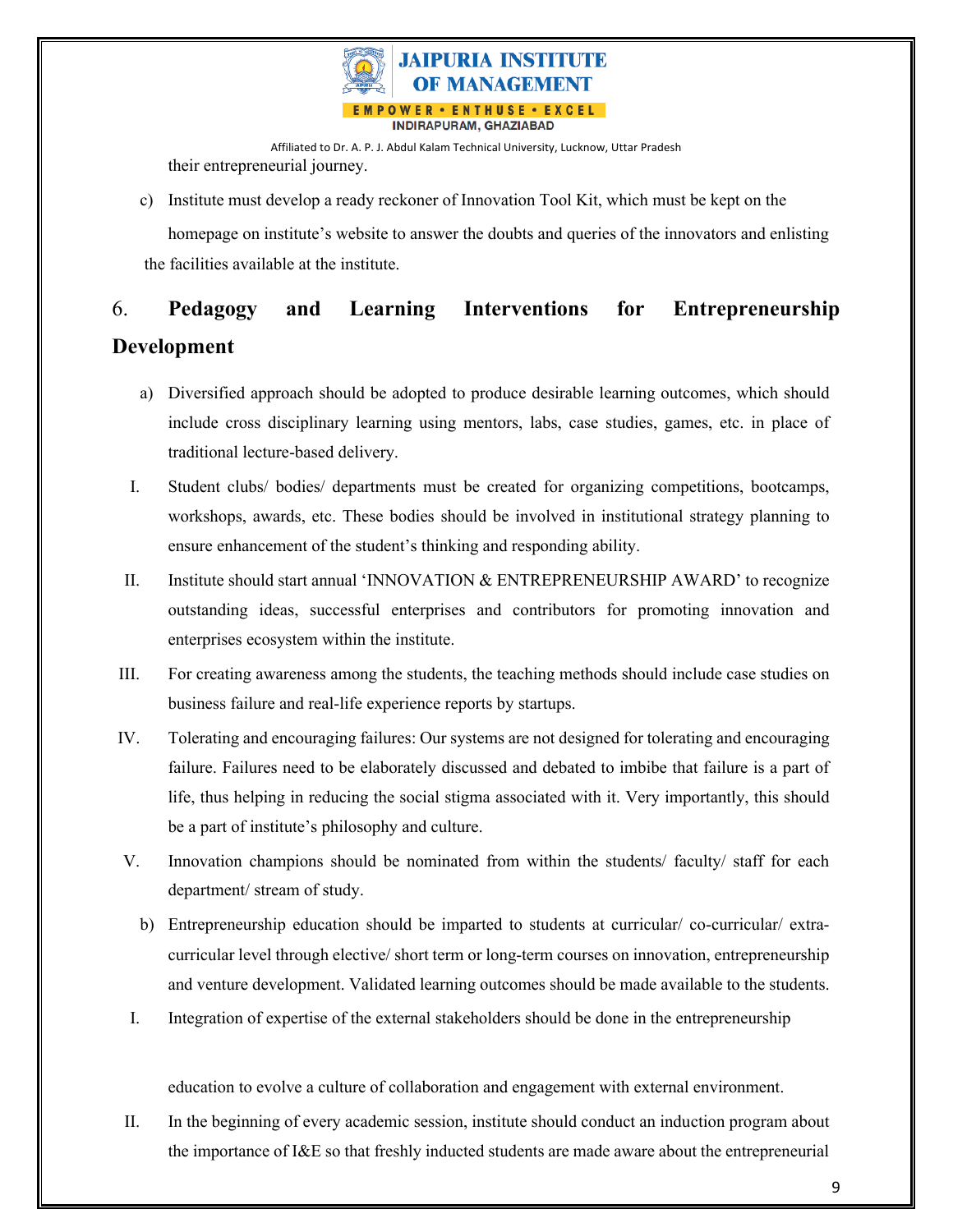their entrepreneurial journey.

c) Institute must develop a ready reckoner of Innovation Tool Kit, which must be kept on the homepage on institute's website to answer the doubts and queries of the innovators and enlisting the facilities available at the institute.

## 6. Pedagogy and Learning Interventions for Entrepreneurship Development

a) Diversified approach should be adopted to produce desirable learning outcomes, which should include cross disciplinary learning using mentors, labs, case studies, games, etc. in place of traditional lecture-based delivery.

I. Student clubs/ bodies/ departments must be created for organizing competitions, bootcamps, workshops, awards, etc. These bodies should be involved in institutional strategy planning to ensure enhancement of the student's thinking and responding ability.

II. Institute should start annual 'INNOVATION & ENTREPRENEURSHIP AWARD' to recognize outstanding ideas, successful enterprises and contributors for promoting innovation and enterprises ecosystem within the institute.

III. For creating awareness among the students, the teaching methods should include case studies on business failure and real-life experience reports by startups.

IV. Tolerating and encouraging failures: Our systems are not designed for tolerating and encouraging failure. Failures need to be elaborately discussed and debated to imbibe that failure is a part of life, thus helping in reducing the social stigma associated with it. Very importantly, this should be a part of institute's philosophy and culture.

V. Innovation champions should be nominated from within the students/ faculty/ staff for each department/ stream of study.

b) Entrepreneurship education should be imparted to students at curricular/ co-curricular/ extra-curricular level through elective/ short term or long-term courses on innovation, entrepreneurship and venture development. Validated learning outcomes should be made available to the students.

I. Integration of expertise of the external stakeholders should be done in the entrepreneurship education to evolve a culture of collaboration and engagement with external environment.

II. In the beginning of every academic session, institute should conduct an induction program about the importance of I&E so that freshly inducted students are made aware about the entrepreneurial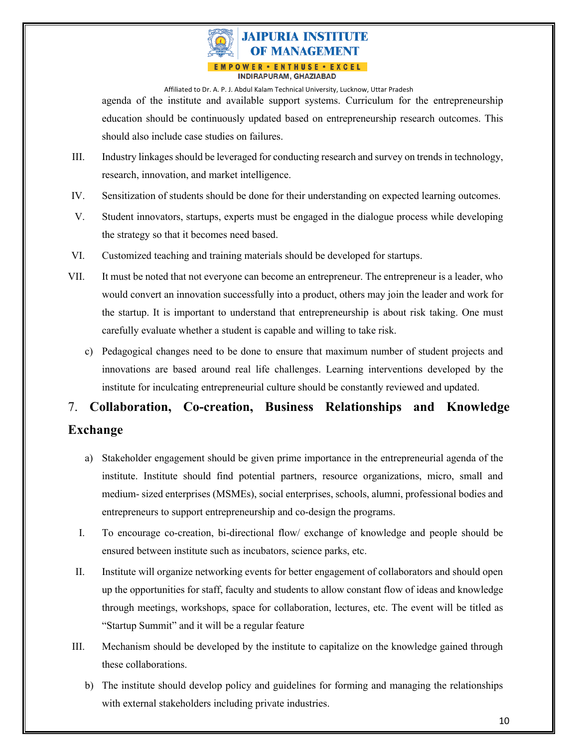agenda of the institute and available support systems. Curriculum for the entrepreneurship education should be continuously updated based on entrepreneurship research outcomes. This should also include case studies on failures.

III. Industry linkages should be leveraged for conducting research and survey on trends in technology, research, innovation, and market intelligence.

IV. Sensitization of students should be done for their understanding on expected learning outcomes.

V. Student innovators, startups, experts must be engaged in the dialogue process while developing the strategy so that it becomes need based.

VI. Customized teaching and training materials should be developed for startups.

VII. It must be noted that not everyone can become an entrepreneur. The entrepreneur is a leader, who would convert an innovation successfully into a product, others may join the leader and work for the startup. It is important to understand that entrepreneurship is about risk taking. One must carefully evaluate whether a student is capable and willing to take risk.

c) Pedagogical changes need to be done to ensure that maximum number of student projects and innovations are based around real life challenges. Learning interventions developed by the institute for inculcating entrepreneurial culture should be constantly reviewed and updated.

## 7. Collaboration, Co-creation, Business Relationships and Knowledge Exchange

a) Stakeholder engagement should be given prime importance in the entrepreneurial agenda of the institute. Institute should find potential partners, resource organizations, micro, small and medium- sized enterprises (MSMEs), social enterprises, schools, alumni, professional bodies and entrepreneurs to support entrepreneurship and co-design the programs.

I. To encourage co-creation, bi-directional flow/ exchange of knowledge and people should be ensured between institute such as incubators, science parks, etc.

II. Institute will organize networking events for better engagement of collaborators and should open up the opportunities for staff, faculty and students to allow constant flow of ideas and knowledge through meetings, workshops, space for collaboration, lectures, etc. The event will be titled as "Startup Summit" and it will be a regular feature

III. Mechanism should be developed by the institute to capitalize on the knowledge gained through these collaborations.

b) The institute should develop policy and guidelines for forming and managing the relationships with external stakeholders including private industries.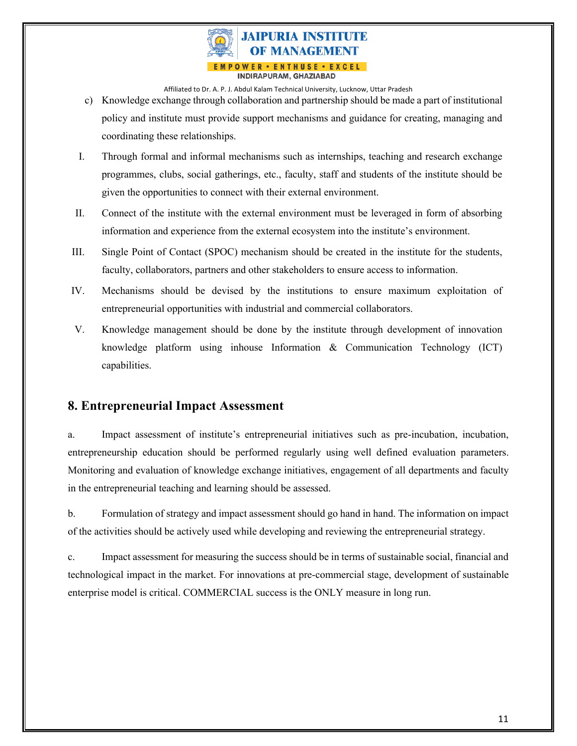c) Knowledge exchange through collaboration and partnership should be made a part of institutional policy and institute must provide support mechanisms and guidance for creating, managing and coordinating these relationships.

I. Through formal and informal mechanisms such as internships, teaching and research exchange programmes, clubs, social gatherings, etc., faculty, staff and students of the institute should be given the opportunities to connect with their external environment.

II. Connect of the institute with the external environment must be leveraged in form of absorbing information and experience from the external ecosystem into the institute's environment.

III. Single Point of Contact (SPOC) mechanism should be created in the institute for the students, faculty, collaborators, partners and other stakeholders to ensure access to information.

IV. Mechanisms should be devised by the institutions to ensure maximum exploitation of entrepreneurial opportunities with industrial and commercial collaborators.

V. Knowledge management should be done by the institute through development of innovation knowledge platform using inhouse Information & Communication Technology (ICT) capabilities.

## 8. Entrepreneurial Impact Assessment

a. Impact assessment of institute's entrepreneurial initiatives such as pre-incubation, incubation, entrepreneurship education should be performed regularly using well defined evaluation parameters. Monitoring and evaluation of knowledge exchange initiatives, engagement of all departments and faculty in the entrepreneurial teaching and learning should be assessed.

b. Formulation of strategy and impact assessment should go hand in hand. The information on impact of the activities should be actively used while developing and reviewing the entrepreneurial strategy.

c. Impact assessment for measuring the success should be in terms of sustainable social, financial and technological impact in the market. For innovations at pre-commercial stage, development of sustainable enterprise model is critical. COMMERCIAL success is the ONLY measure in long run.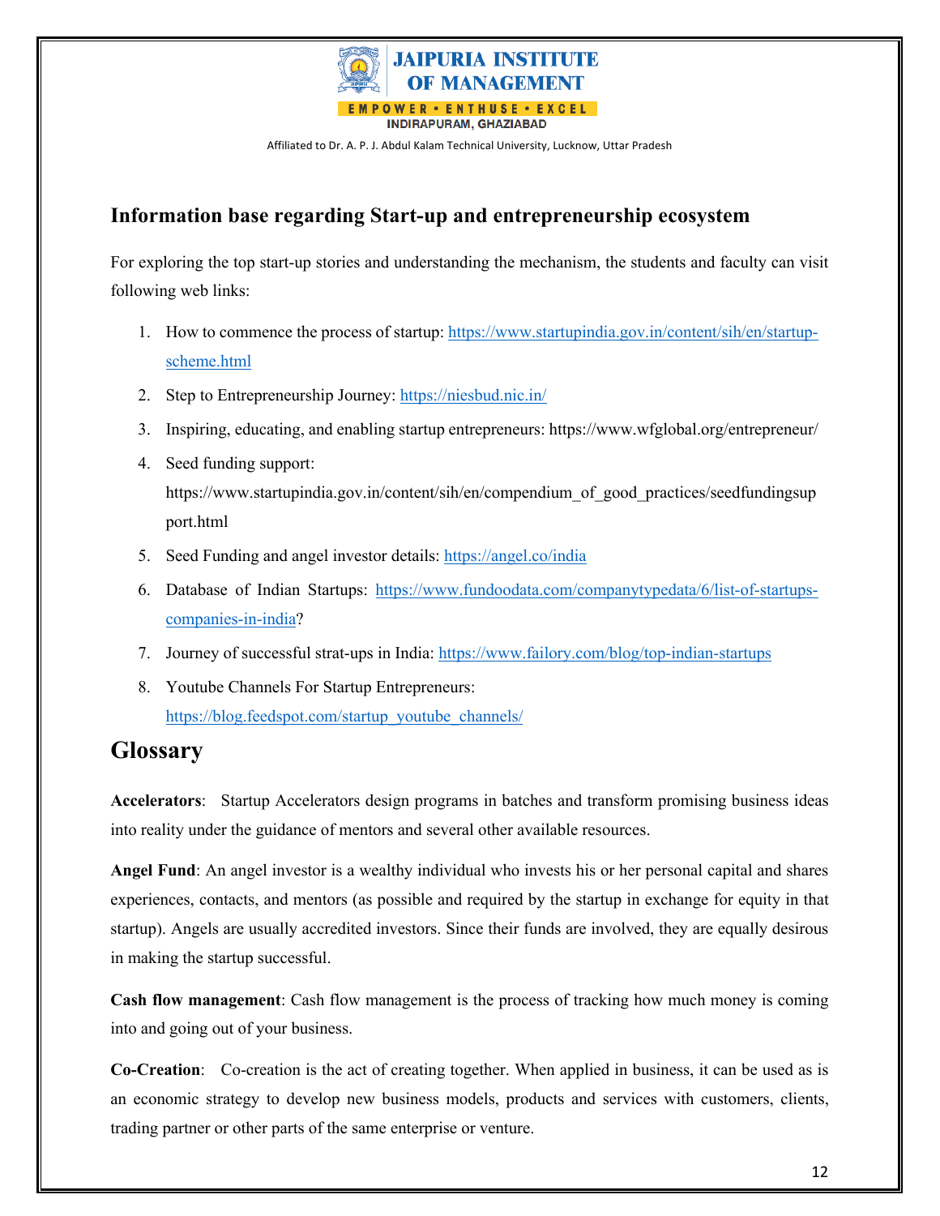## Information base regarding Start-up and entrepreneurship ecosystem

For exploring the top start-up stories and understanding the mechanism, the students and faculty can visit following web links:

1. How to commence the process of startup: https://www.startupindia.gov.in/content/sih/en/startup-scheme.html
2. Step to Entrepreneurship Journey: https://niesbud.nic.in/
3. Inspiring, educating, and enabling startup entrepreneurs: https://www.wfglobal.org/entrepreneur/
4. Seed funding support: https://www.startupindia.gov.in/content/sih/en/compendium_of_good_practices/seedfundingsupport.html
5. Seed Funding and angel investor details: https://angel.co/india
6. Database of Indian Startups: https://www.fundoodata.com/companytypedata/6/list-of-startups-companies-in-india?
7. Journey of successful strat-ups in India: https://www.failory.com/blog/top-indian-startups
8. Youtube Channels For Startup Entrepreneurs: https://blog.feedspot.com/startup_youtube_channels/

# Glossary

**Accelerators**: Startup Accelerators design programs in batches and transform promising business ideas into reality under the guidance of mentors and several other available resources.

**Angel Fund**: An angel investor is a wealthy individual who invests his or her personal capital and shares experiences, contacts, and mentors (as possible and required by the startup in exchange for equity in that startup). Angels are usually accredited investors. Since their funds are involved, they are equally desirous in making the startup successful.

**Cash flow management**: Cash flow management is the process of tracking how much money is coming into and going out of your business.

**Co-Creation**: Co-creation is the act of creating together. When applied in business, it can be used as is an economic strategy to develop new business models, products and services with customers, clients, trading partner or other parts of the same enterprise or venture.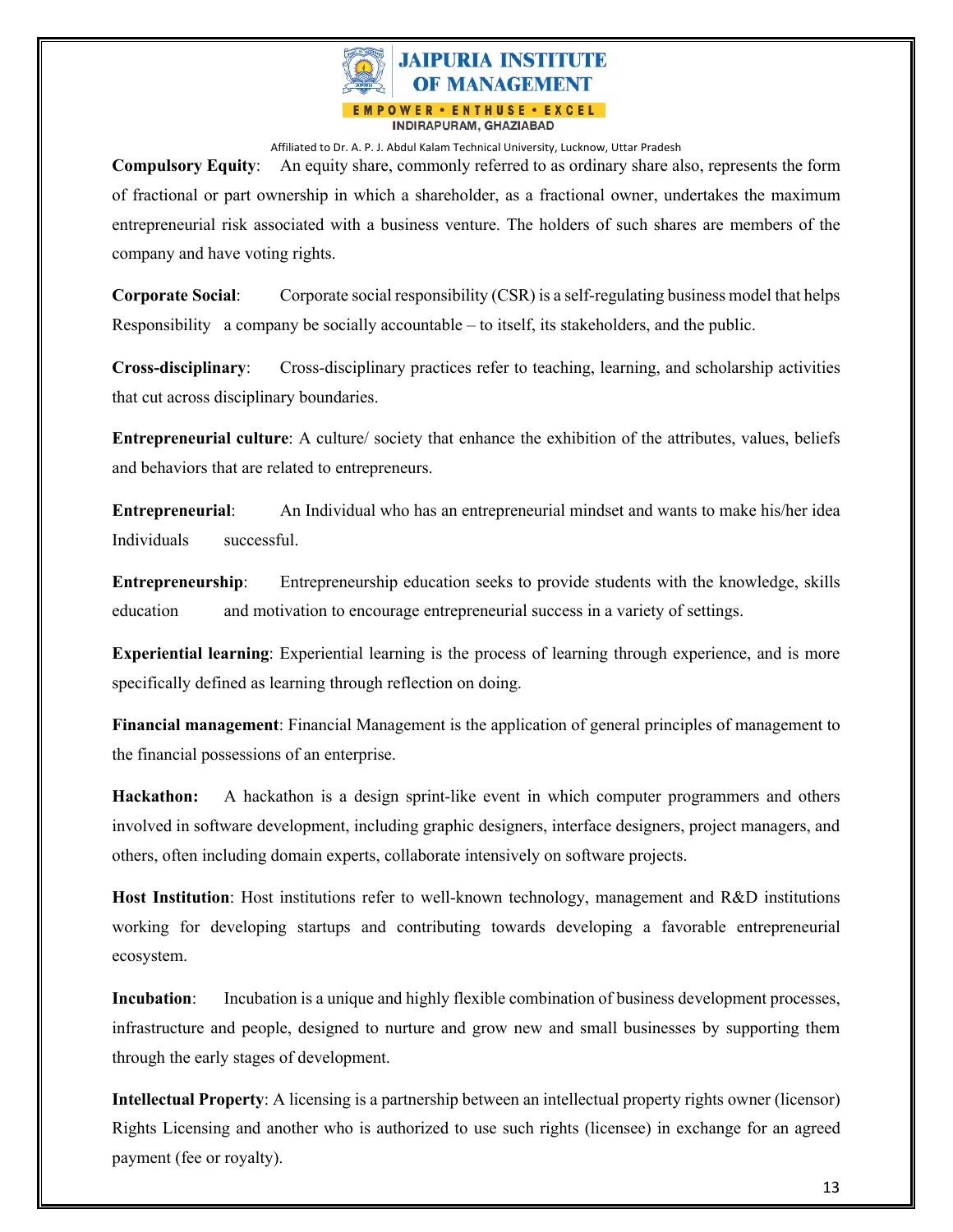**Compulsory Equity**: An equity share, commonly referred to as ordinary share also, represents the form of fractional or part ownership in which a shareholder, as a fractional owner, undertakes the maximum entrepreneurial risk associated with a business venture. The holders of such shares are members of the company and have voting rights.

**Corporate Social** Responsibility: Corporate social responsibility (CSR) is a self-regulating business model that helps a company be socially accountable – to itself, its stakeholders, and the public.

**Cross-disciplinary**: Cross-disciplinary practices refer to teaching, learning, and scholarship activities that cut across disciplinary boundaries.

**Entrepreneurial culture**: A culture/ society that enhance the exhibition of the attributes, values, beliefs and behaviors that are related to entrepreneurs.

**Entrepreneurial** Individuals: An Individual who has an entrepreneurial mindset and wants to make his/her idea successful.

**Entrepreneurship** education: Entrepreneurship education seeks to provide students with the knowledge, skills and motivation to encourage entrepreneurial success in a variety of settings.

**Experiential learning**: Experiential learning is the process of learning through experience, and is more specifically defined as learning through reflection on doing.

**Financial management**: Financial Management is the application of general principles of management to the financial possessions of an enterprise.

**Hackathon:** A hackathon is a design sprint-like event in which computer programmers and others involved in software development, including graphic designers, interface designers, project managers, and others, often including domain experts, collaborate intensively on software projects.

**Host Institution**: Host institutions refer to well-known technology, management and R&D institutions working for developing startups and contributing towards developing a favorable entrepreneurial ecosystem.

**Incubation**: Incubation is a unique and highly flexible combination of business development processes, infrastructure and people, designed to nurture and grow new and small businesses by supporting them through the early stages of development.

**Intellectual Property** Rights Licensing: A licensing is a partnership between an intellectual property rights owner (licensor) and another who is authorized to use such rights (licensee) in exchange for an agreed payment (fee or royalty).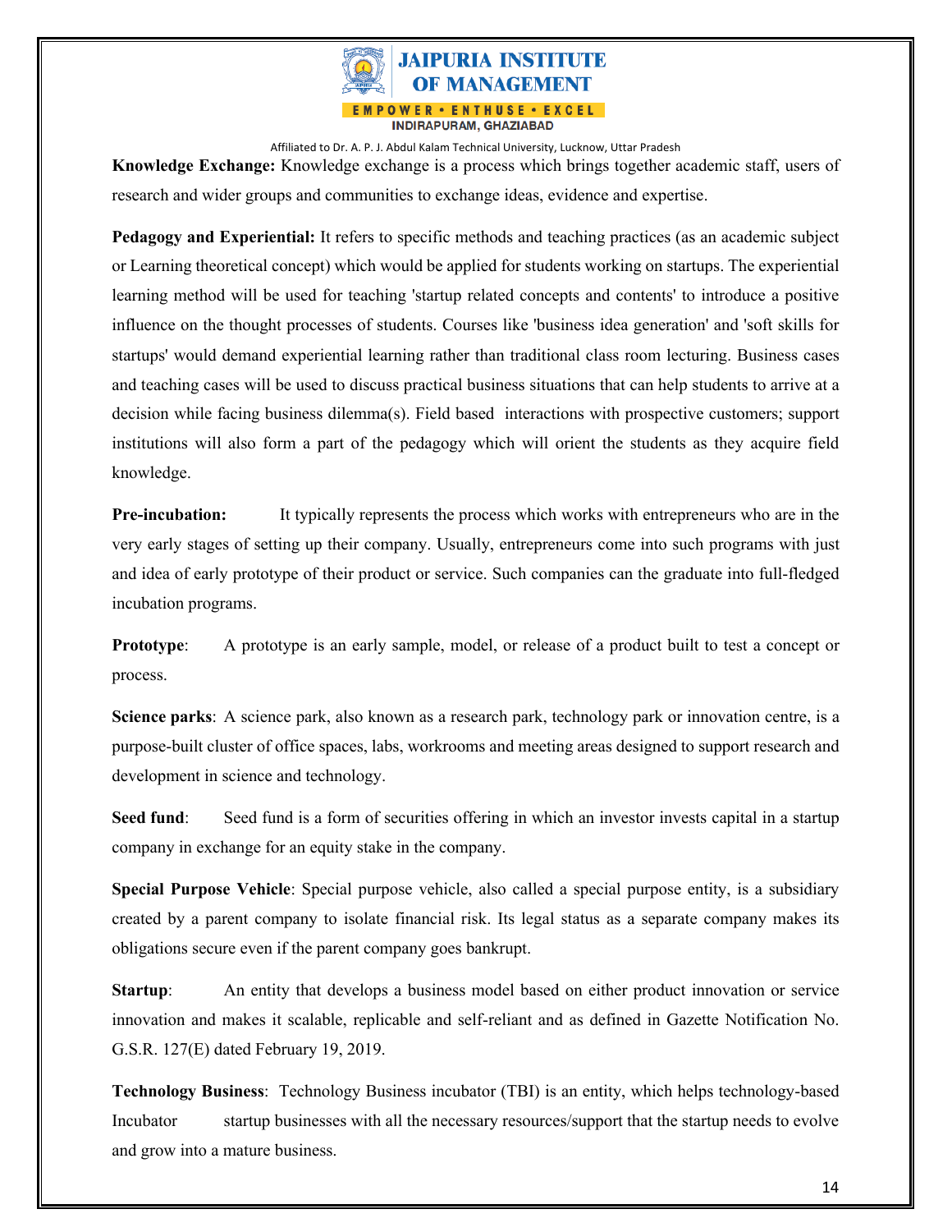**Knowledge Exchange:** Knowledge exchange is a process which brings together academic staff, users of research and wider groups and communities to exchange ideas, evidence and expertise.

**Pedagogy and Experiential:** It refers to specific methods and teaching practices (as an academic subject or Learning theoretical concept) which would be applied for students working on startups. The experiential learning method will be used for teaching 'startup related concepts and contents' to introduce a positive influence on the thought processes of students. Courses like 'business idea generation' and 'soft skills for startups' would demand experiential learning rather than traditional class room lecturing. Business cases and teaching cases will be used to discuss practical business situations that can help students to arrive at a decision while facing business dilemma(s). Field based interactions with prospective customers; support institutions will also form a part of the pedagogy which will orient the students as they acquire field knowledge.

**Pre-incubation:** It typically represents the process which works with entrepreneurs who are in the very early stages of setting up their company. Usually, entrepreneurs come into such programs with just and idea of early prototype of their product or service. Such companies can the graduate into full-fledged incubation programs.

**Prototype**: A prototype is an early sample, model, or release of a product built to test a concept or process.

**Science parks**: A science park, also known as a research park, technology park or innovation centre, is a purpose-built cluster of office spaces, labs, workrooms and meeting areas designed to support research and development in science and technology.

**Seed fund**: Seed fund is a form of securities offering in which an investor invests capital in a startup company in exchange for an equity stake in the company.

**Special Purpose Vehicle**: Special purpose vehicle, also called a special purpose entity, is a subsidiary created by a parent company to isolate financial risk. Its legal status as a separate company makes its obligations secure even if the parent company goes bankrupt.

**Startup**: An entity that develops a business model based on either product innovation or service innovation and makes it scalable, replicable and self-reliant and as defined in Gazette Notification No. G.S.R. 127(E) dated February 19, 2019.

**Technology Business Incubator**: Technology Business incubator (TBI) is an entity, which helps technology-based startup businesses with all the necessary resources/support that the startup needs to evolve and grow into a mature business.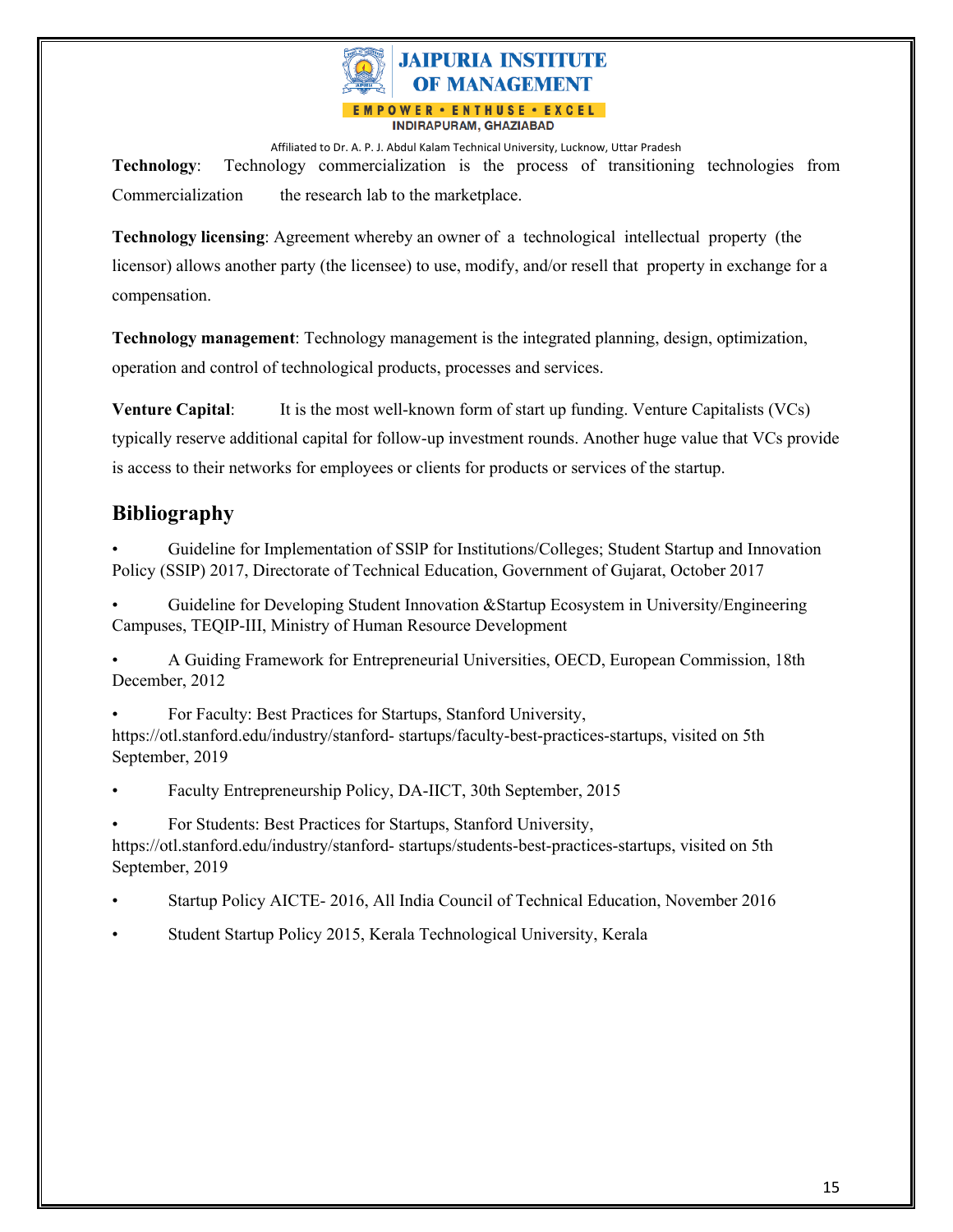**Technology Commercialization**: Technology commercialization is the process of transitioning technologies from the research lab to the marketplace.

**Technology licensing**: Agreement whereby an owner of a technological intellectual property (the licensor) allows another party (the licensee) to use, modify, and/or resell that property in exchange for a compensation.

**Technology management**: Technology management is the integrated planning, design, optimization, operation and control of technological products, processes and services.

**Venture Capital**: It is the most well-known form of start up funding. Venture Capitalists (VCs) typically reserve additional capital for follow-up investment rounds. Another huge value that VCs provide is access to their networks for employees or clients for products or services of the startup.

## Bibliography

- Guideline for Implementation of SSIP for Institutions/Colleges; Student Startup and Innovation Policy (SSIP) 2017, Directorate of Technical Education, Government of Gujarat, October 2017
- Guideline for Developing Student Innovation &Startup Ecosystem in University/Engineering Campuses, TEQIP-III, Ministry of Human Resource Development
- A Guiding Framework for Entrepreneurial Universities, OECD, European Commission, 18th December, 2012
- For Faculty: Best Practices for Startups, Stanford University, https://otl.stanford.edu/industry/stanford- startups/faculty-best-practices-startups, visited on 5th September, 2019
- Faculty Entrepreneurship Policy, DA-IICT, 30th September, 2015
- For Students: Best Practices for Startups, Stanford University, https://otl.stanford.edu/industry/stanford- startups/students-best-practices-startups, visited on 5th September, 2019
- Startup Policy AICTE- 2016, All India Council of Technical Education, November 2016
- Student Startup Policy 2015, Kerala Technological University, Kerala